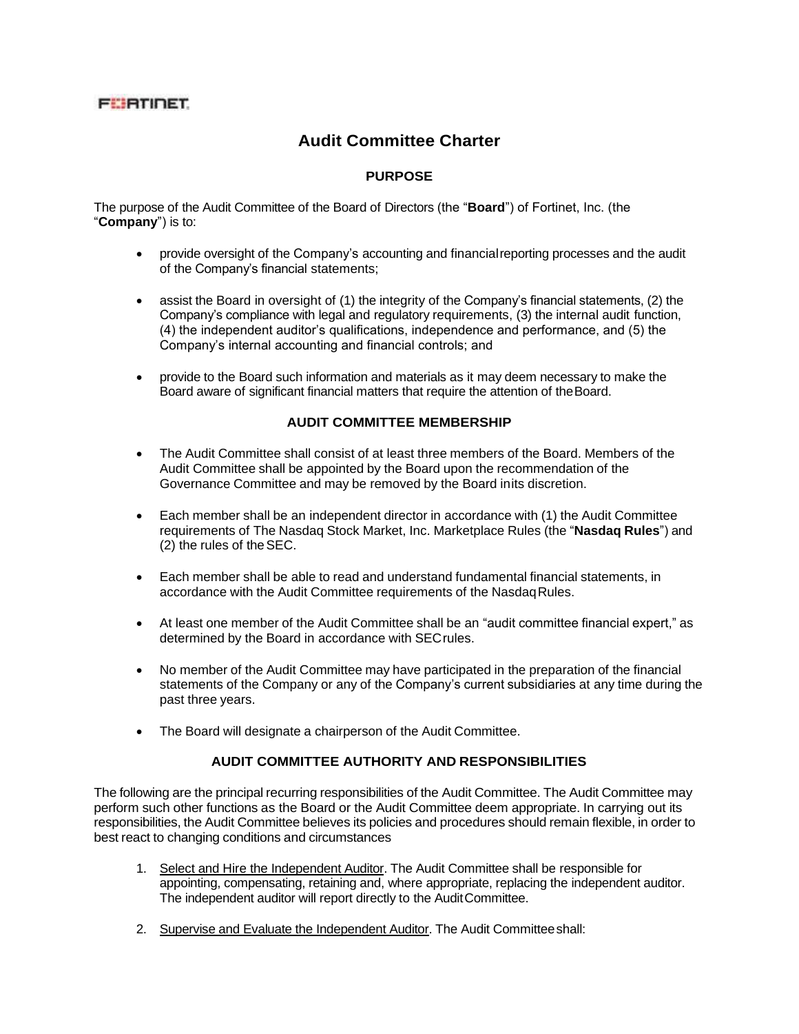FORTINET

# Audit Committee Charter

## PURPOSE

The purpose of the Audit Committee of the Board of Directors (the "**Board**") of Fortinet, Inc. (the "**Company**") is to:

- provide oversight of the Company's accounting and financial reporting processes and the audit of the Company's financial statements;
- assist the Board in oversight of (1) the integrity of the Company's financial statements, (2) the Company's compliance with legal and regulatory requirements, (3) the internal audit function, (4) the independent auditor's qualifications, independence and performance, and (5) the Company's internal accounting and financial controls; and
- provide to the Board such information and materials as it may deem necessary to make the Board aware of significant financial matters that require the attention of the Board.

## AUDIT COMMITTEE MEMBERSHIP

- The Audit Committee shall consist of at least three members of the Board. Members of the Audit Committee shall be appointed by the Board upon the recommendation of the Governance Committee and may be removed by the Board in its discretion.
- Each member shall be an independent director in accordance with (1) the Audit Committee requirements of The Nasdaq Stock Market, Inc. Marketplace Rules (the "**Nasdaq Rules**") and (2) the rules of the SEC.
- Each member shall be able to read and understand fundamental financial statements, in accordance with the Audit Committee requirements of the Nasdaq Rules.
- At least one member of the Audit Committee shall be an "audit committee financial expert," as determined by the Board in accordance with SEC rules.
- No member of the Audit Committee may have participated in the preparation of the financial statements of the Company or any of the Company's current subsidiaries at any time during the past three years.
- The Board will designate a chairperson of the Audit Committee.

## AUDIT COMMITTEE AUTHORITY AND RESPONSIBILITIES

The following are the principal recurring responsibilities of the Audit Committee. The Audit Committee may perform such other functions as the Board or the Audit Committee deem appropriate. In carrying out its responsibilities, the Audit Committee believes its policies and procedures should remain flexible, in order to best react to changing conditions and circumstances

1. Select and Hire the Independent Auditor. The Audit Committee shall be responsible for appointing, compensating, retaining and, where appropriate, replacing the independent auditor. The independent auditor will report directly to the Audit Committee.
2. Supervise and Evaluate the Independent Auditor. The Audit Committee shall: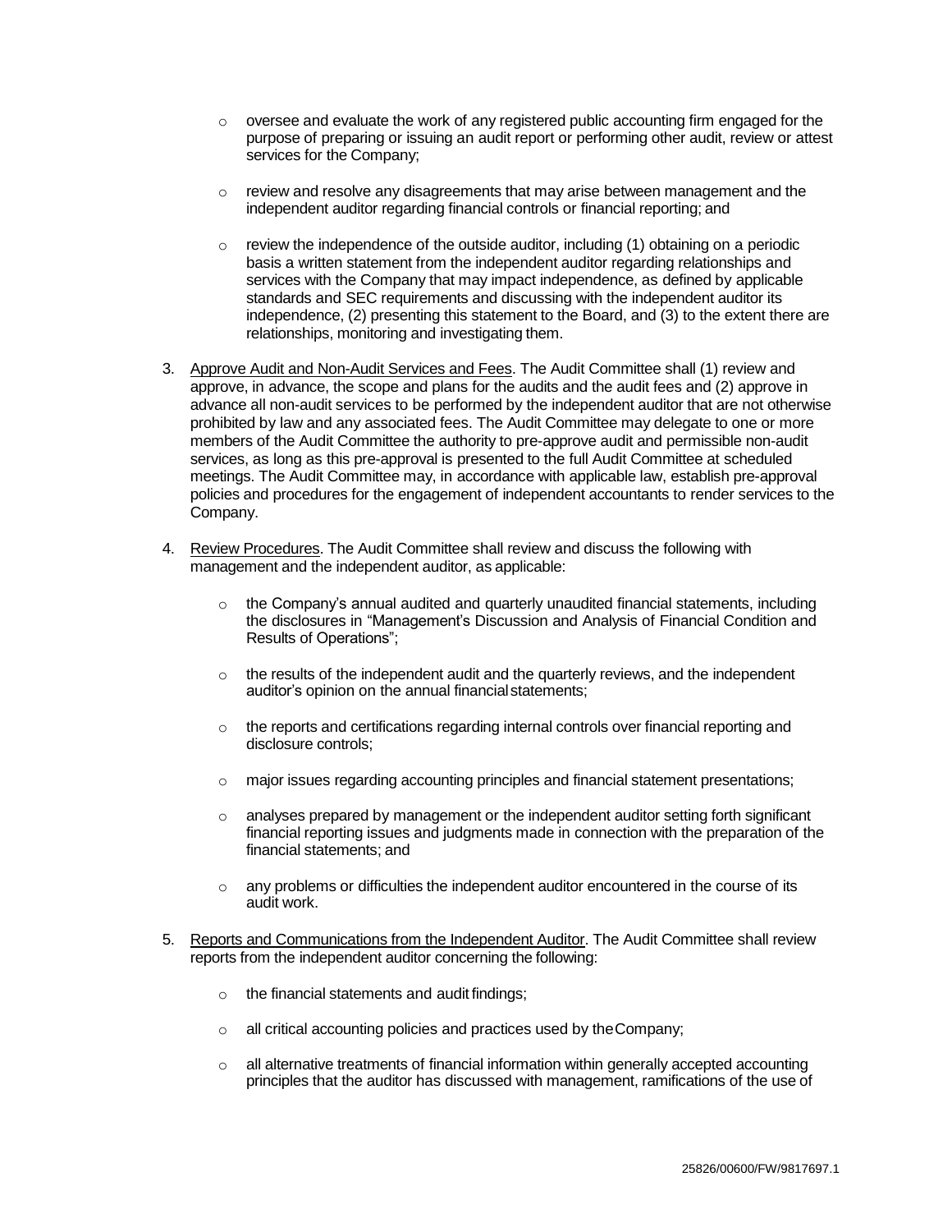- oversee and evaluate the work of any registered public accounting firm engaged for the purpose of preparing or issuing an audit report or performing other audit, review or attest services for the Company;

- review and resolve any disagreements that may arise between management and the independent auditor regarding financial controls or financial reporting; and

- review the independence of the outside auditor, including (1) obtaining on a periodic basis a written statement from the independent auditor regarding relationships and services with the Company that may impact independence, as defined by applicable standards and SEC requirements and discussing with the independent auditor its independence, (2) presenting this statement to the Board, and (3) to the extent there are relationships, monitoring and investigating them.

3. Approve Audit and Non-Audit Services and Fees. The Audit Committee shall (1) review and approve, in advance, the scope and plans for the audits and the audit fees and (2) approve in advance all non-audit services to be performed by the independent auditor that are not otherwise prohibited by law and any associated fees. The Audit Committee may delegate to one or more members of the Audit Committee the authority to pre-approve audit and permissible non-audit services, as long as this pre-approval is presented to the full Audit Committee at scheduled meetings. The Audit Committee may, in accordance with applicable law, establish pre-approval policies and procedures for the engagement of independent accountants to render services to the Company.

4. Review Procedures. The Audit Committee shall review and discuss the following with management and the independent auditor, as applicable:

   - the Company's annual audited and quarterly unaudited financial statements, including the disclosures in "Management's Discussion and Analysis of Financial Condition and Results of Operations";

   - the results of the independent audit and the quarterly reviews, and the independent auditor's opinion on the annual financial statements;

   - the reports and certifications regarding internal controls over financial reporting and disclosure controls;

   - major issues regarding accounting principles and financial statement presentations;

   - analyses prepared by management or the independent auditor setting forth significant financial reporting issues and judgments made in connection with the preparation of the financial statements; and

   - any problems or difficulties the independent auditor encountered in the course of its audit work.

5. Reports and Communications from the Independent Auditor. The Audit Committee shall review reports from the independent auditor concerning the following:

   - the financial statements and audit findings;

   - all critical accounting policies and practices used by the Company;

   - all alternative treatments of financial information within generally accepted accounting principles that the auditor has discussed with management, ramifications of the use of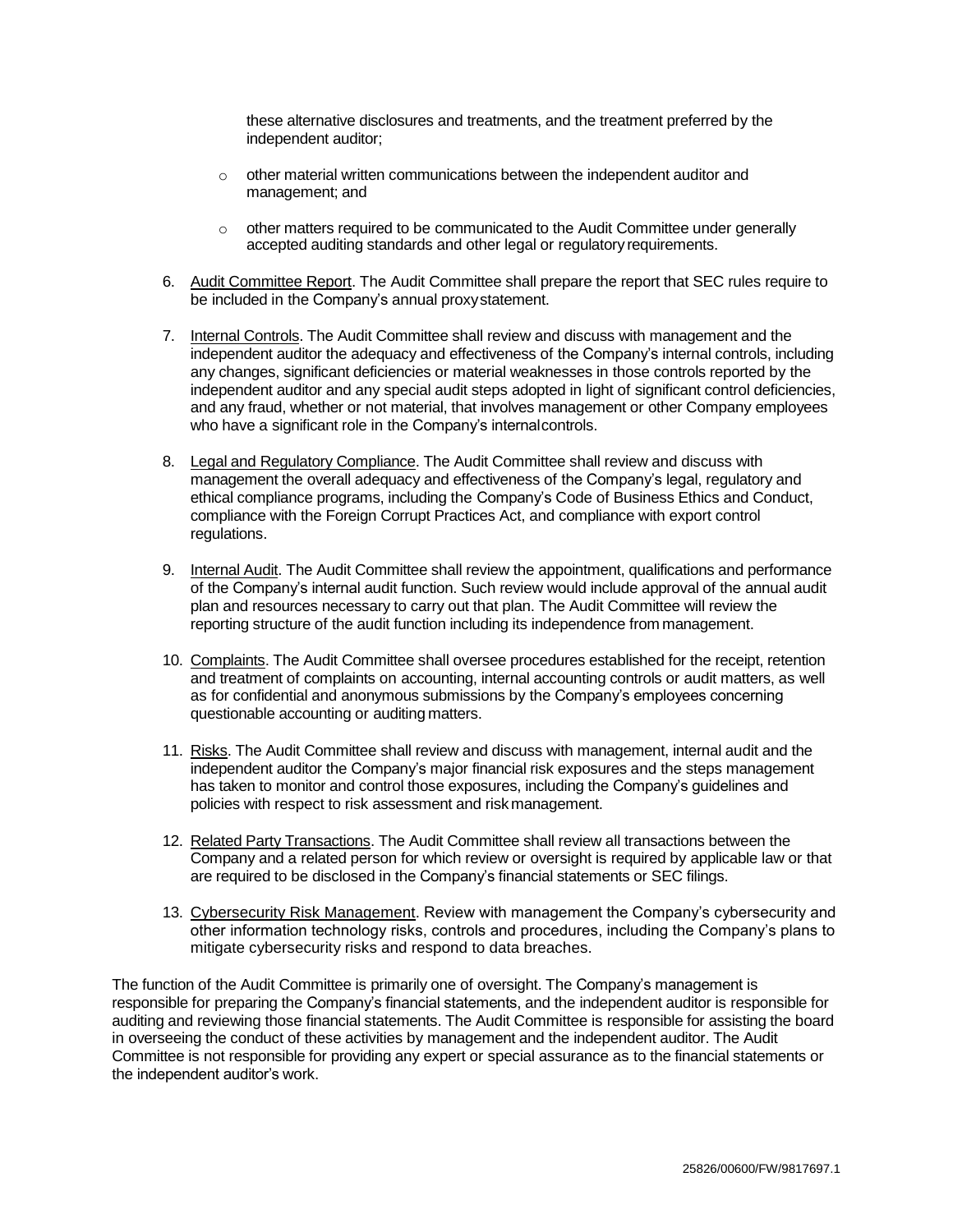these alternative disclosures and treatments, and the treatment preferred by the independent auditor;

- other material written communications between the independent auditor and management; and
- other matters required to be communicated to the Audit Committee under generally accepted auditing standards and other legal or regulatory requirements.

6. Audit Committee Report. The Audit Committee shall prepare the report that SEC rules require to be included in the Company's annual proxy statement.

7. Internal Controls. The Audit Committee shall review and discuss with management and the independent auditor the adequacy and effectiveness of the Company's internal controls, including any changes, significant deficiencies or material weaknesses in those controls reported by the independent auditor and any special audit steps adopted in light of significant control deficiencies, and any fraud, whether or not material, that involves management or other Company employees who have a significant role in the Company's internal controls.

8. Legal and Regulatory Compliance. The Audit Committee shall review and discuss with management the overall adequacy and effectiveness of the Company's legal, regulatory and ethical compliance programs, including the Company's Code of Business Ethics and Conduct, compliance with the Foreign Corrupt Practices Act, and compliance with export control regulations.

9. Internal Audit. The Audit Committee shall review the appointment, qualifications and performance of the Company's internal audit function. Such review would include approval of the annual audit plan and resources necessary to carry out that plan. The Audit Committee will review the reporting structure of the audit function including its independence from management.

10. Complaints. The Audit Committee shall oversee procedures established for the receipt, retention and treatment of complaints on accounting, internal accounting controls or audit matters, as well as for confidential and anonymous submissions by the Company's employees concerning questionable accounting or auditing matters.

11. Risks. The Audit Committee shall review and discuss with management, internal audit and the independent auditor the Company's major financial risk exposures and the steps management has taken to monitor and control those exposures, including the Company's guidelines and policies with respect to risk assessment and risk management.

12. Related Party Transactions. The Audit Committee shall review all transactions between the Company and a related person for which review or oversight is required by applicable law or that are required to be disclosed in the Company's financial statements or SEC filings.

13. Cybersecurity Risk Management. Review with management the Company's cybersecurity and other information technology risks, controls and procedures, including the Company's plans to mitigate cybersecurity risks and respond to data breaches.

The function of the Audit Committee is primarily one of oversight. The Company's management is responsible for preparing the Company's financial statements, and the independent auditor is responsible for auditing and reviewing those financial statements. The Audit Committee is responsible for assisting the board in overseeing the conduct of these activities by management and the independent auditor. The Audit Committee is not responsible for providing any expert or special assurance as to the financial statements or the independent auditor's work.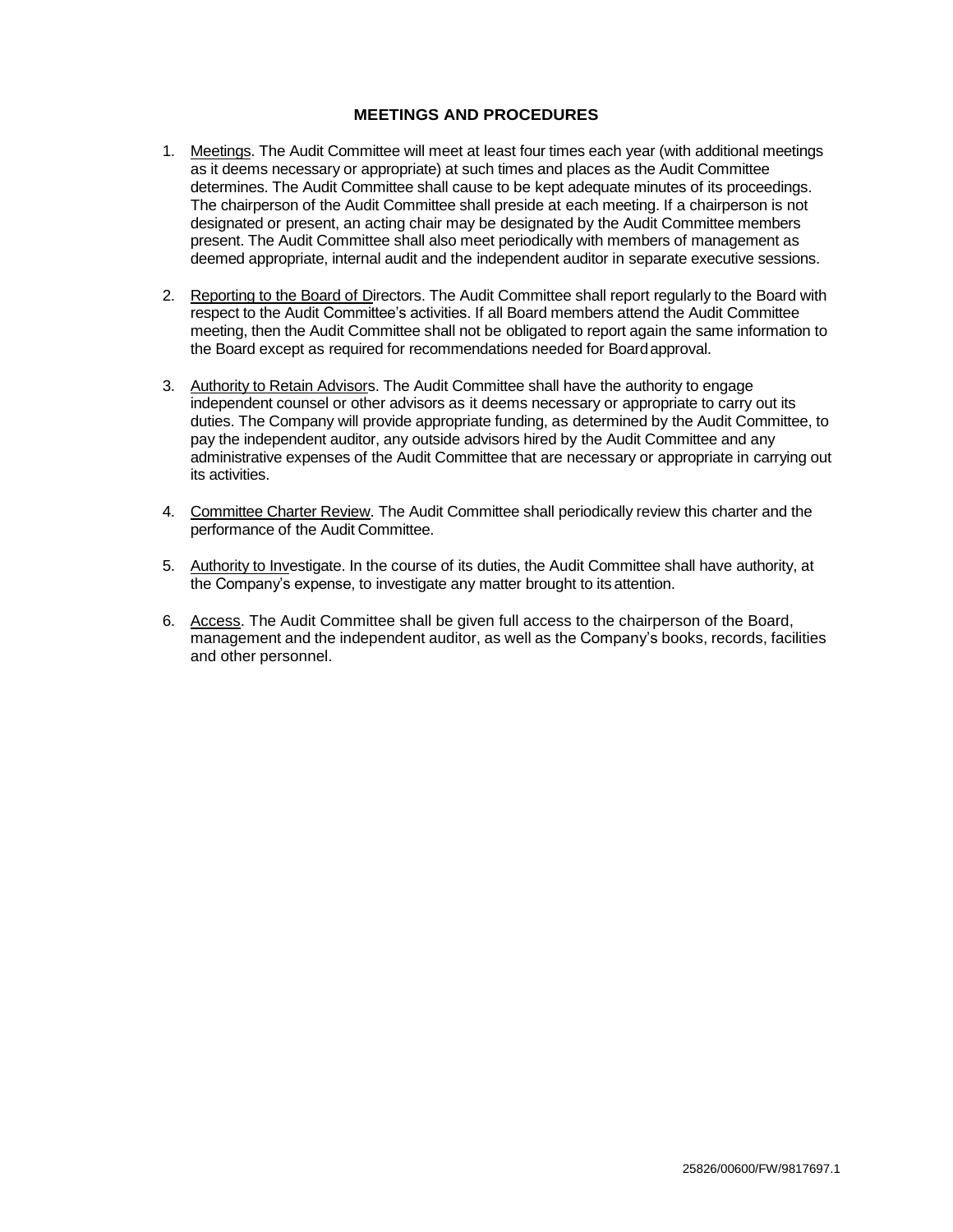## MEETINGS AND PROCEDURES

1. Meetings. The Audit Committee will meet at least four times each year (with additional meetings as it deems necessary or appropriate) at such times and places as the Audit Committee determines. The Audit Committee shall cause to be kept adequate minutes of its proceedings. The chairperson of the Audit Committee shall preside at each meeting. If a chairperson is not designated or present, an acting chair may be designated by the Audit Committee members present. The Audit Committee shall also meet periodically with members of management as deemed appropriate, internal audit and the independent auditor in separate executive sessions.

2. Reporting to the Board of Directors. The Audit Committee shall report regularly to the Board with respect to the Audit Committee's activities. If all Board members attend the Audit Committee meeting, then the Audit Committee shall not be obligated to report again the same information to the Board except as required for recommendations needed for Board approval.

3. Authority to Retain Advisors. The Audit Committee shall have the authority to engage independent counsel or other advisors as it deems necessary or appropriate to carry out its duties. The Company will provide appropriate funding, as determined by the Audit Committee, to pay the independent auditor, any outside advisors hired by the Audit Committee and any administrative expenses of the Audit Committee that are necessary or appropriate in carrying out its activities.

4. Committee Charter Review. The Audit Committee shall periodically review this charter and the performance of the Audit Committee.

5. Authority to Investigate. In the course of its duties, the Audit Committee shall have authority, at the Company's expense, to investigate any matter brought to its attention.

6. Access. The Audit Committee shall be given full access to the chairperson of the Board, management and the independent auditor, as well as the Company's books, records, facilities and other personnel.

25826/00600/FW/9817697.1